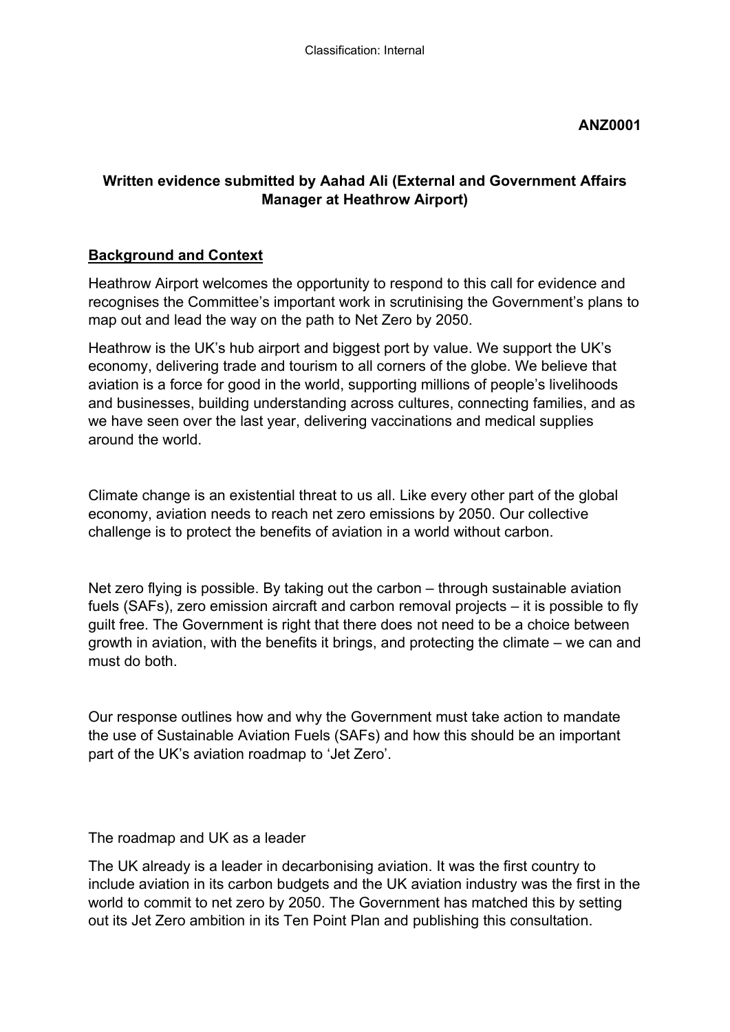**ANZ0001**

**Written evidence submitted by Aahad Ali (External and Government Affairs Manager at Heathrow Airport)**

## Background and Context

Heathrow Airport welcomes the opportunity to respond to this call for evidence and recognises the Committee's important work in scrutinising the Government's plans to map out and lead the way on the path to Net Zero by 2050.

Heathrow is the UK's hub airport and biggest port by value. We support the UK's economy, delivering trade and tourism to all corners of the globe. We believe that aviation is a force for good in the world, supporting millions of people's livelihoods and businesses, building understanding across cultures, connecting families, and as we have seen over the last year, delivering vaccinations and medical supplies around the world.

Climate change is an existential threat to us all. Like every other part of the global economy, aviation needs to reach net zero emissions by 2050. Our collective challenge is to protect the benefits of aviation in a world without carbon.

Net zero flying is possible. By taking out the carbon – through sustainable aviation fuels (SAFs), zero emission aircraft and carbon removal projects – it is possible to fly guilt free. The Government is right that there does not need to be a choice between growth in aviation, with the benefits it brings, and protecting the climate – we can and must do both.

Our response outlines how and why the Government must take action to mandate the use of Sustainable Aviation Fuels (SAFs) and how this should be an important part of the UK's aviation roadmap to 'Jet Zero'.

The roadmap and UK as a leader

The UK already is a leader in decarbonising aviation. It was the first country to include aviation in its carbon budgets and the UK aviation industry was the first in the world to commit to net zero by 2050. The Government has matched this by setting out its Jet Zero ambition in its Ten Point Plan and publishing this consultation.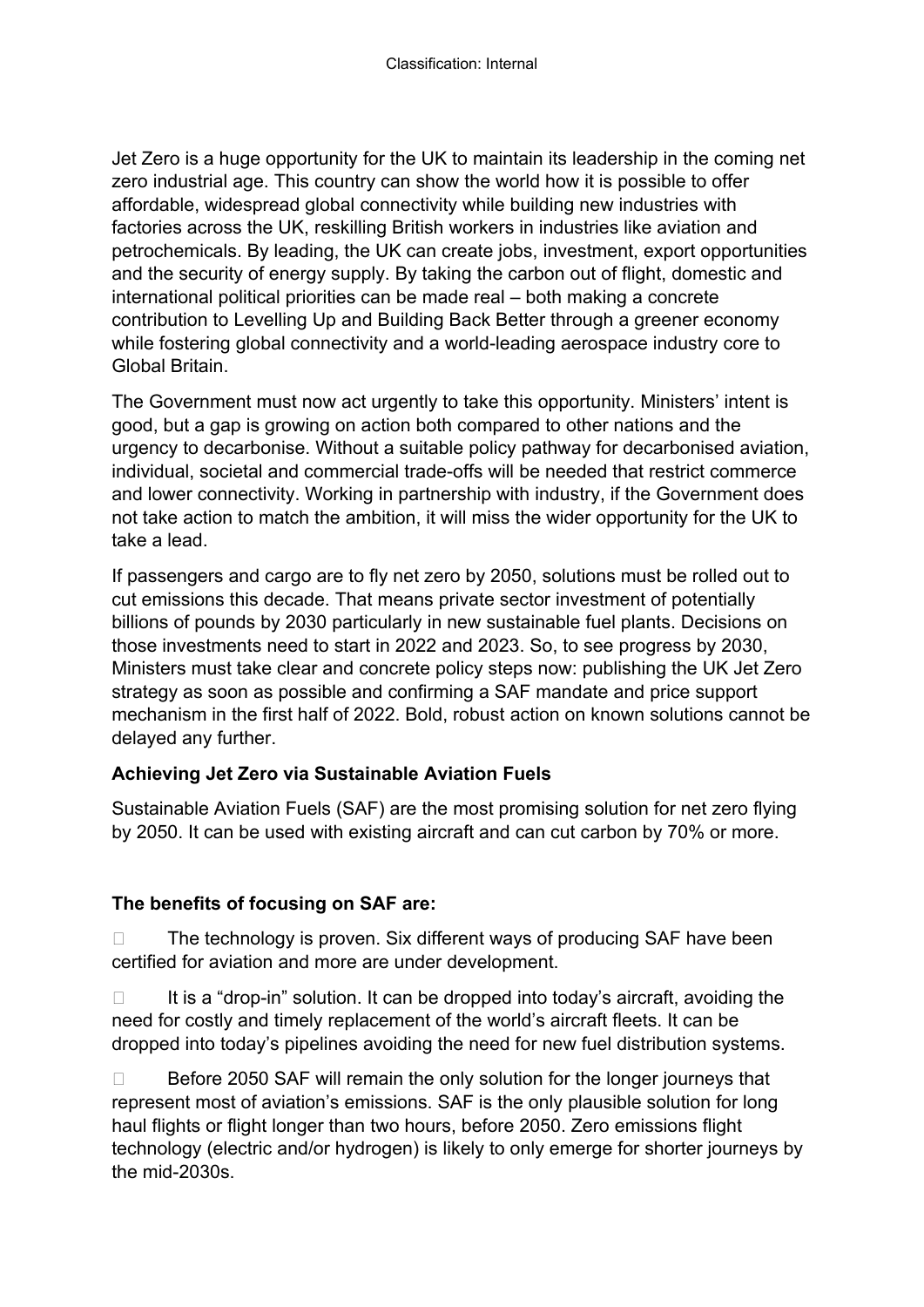Jet Zero is a huge opportunity for the UK to maintain its leadership in the coming net zero industrial age. This country can show the world how it is possible to offer affordable, widespread global connectivity while building new industries with factories across the UK, reskilling British workers in industries like aviation and petrochemicals. By leading, the UK can create jobs, investment, export opportunities and the security of energy supply. By taking the carbon out of flight, domestic and international political priorities can be made real – both making a concrete contribution to Levelling Up and Building Back Better through a greener economy while fostering global connectivity and a world-leading aerospace industry core to Global Britain.

The Government must now act urgently to take this opportunity. Ministers' intent is good, but a gap is growing on action both compared to other nations and the urgency to decarbonise. Without a suitable policy pathway for decarbonised aviation, individual, societal and commercial trade-offs will be needed that restrict commerce and lower connectivity. Working in partnership with industry, if the Government does not take action to match the ambition, it will miss the wider opportunity for the UK to take a lead.

If passengers and cargo are to fly net zero by 2050, solutions must be rolled out to cut emissions this decade. That means private sector investment of potentially billions of pounds by 2030 particularly in new sustainable fuel plants. Decisions on those investments need to start in 2022 and 2023. So, to see progress by 2030, Ministers must take clear and concrete policy steps now: publishing the UK Jet Zero strategy as soon as possible and confirming a SAF mandate and price support mechanism in the first half of 2022. Bold, robust action on known solutions cannot be delayed any further.

**Achieving Jet Zero via Sustainable Aviation Fuels**

Sustainable Aviation Fuels (SAF) are the most promising solution for net zero flying by 2050. It can be used with existing aircraft and can cut carbon by 70% or more.

**The benefits of focusing on SAF are:**

- The technology is proven. Six different ways of producing SAF have been certified for aviation and more are under development.
- It is a "drop-in" solution. It can be dropped into today's aircraft, avoiding the need for costly and timely replacement of the world's aircraft fleets. It can be dropped into today's pipelines avoiding the need for new fuel distribution systems.
- Before 2050 SAF will remain the only solution for the longer journeys that represent most of aviation's emissions. SAF is the only plausible solution for long haul flights or flight longer than two hours, before 2050. Zero emissions flight technology (electric and/or hydrogen) is likely to only emerge for shorter journeys by the mid-2030s.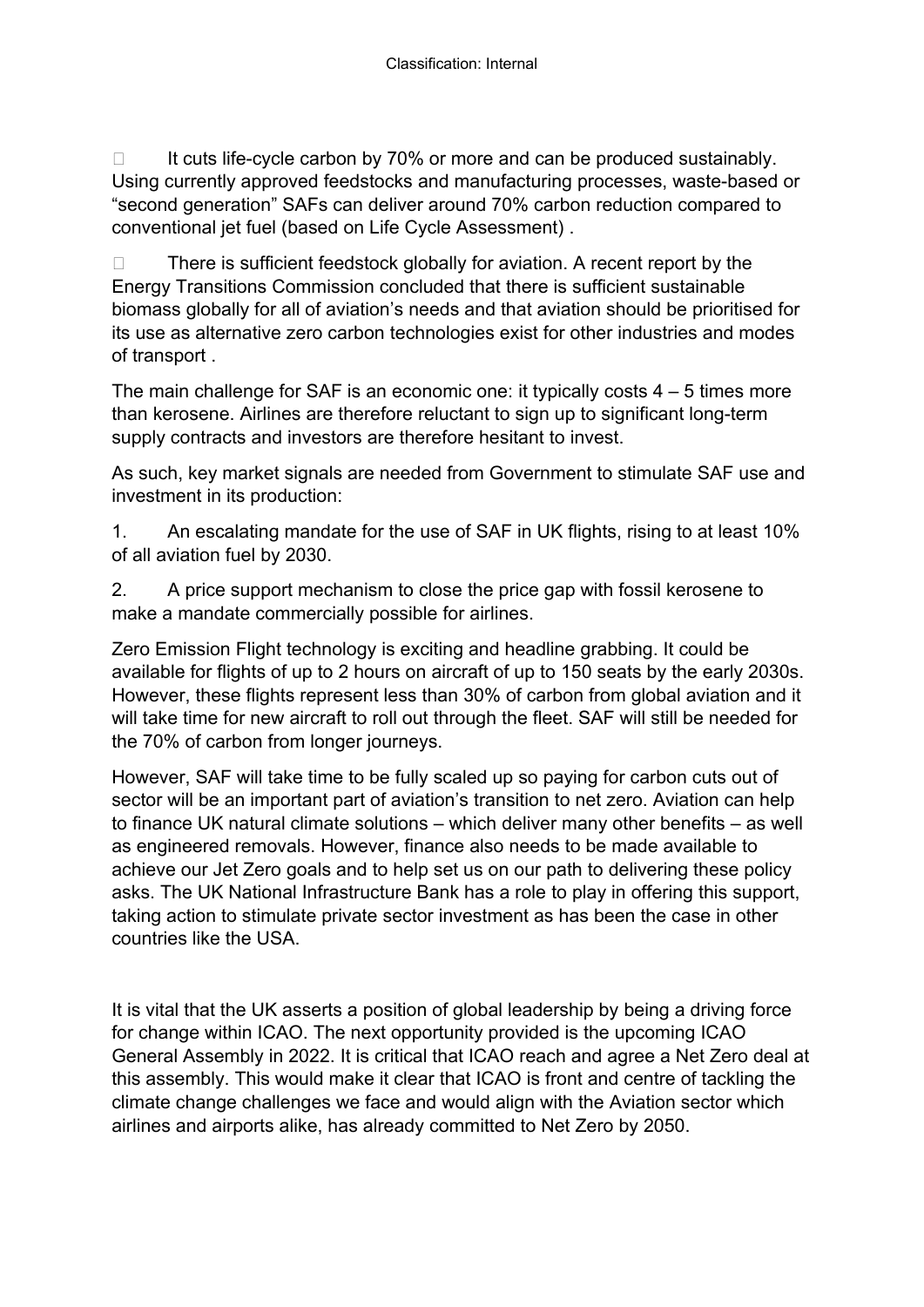- It cuts life-cycle carbon by 70% or more and can be produced sustainably. Using currently approved feedstocks and manufacturing processes, waste-based or "second generation" SAFs can deliver around 70% carbon reduction compared to conventional jet fuel (based on Life Cycle Assessment) .

- There is sufficient feedstock globally for aviation. A recent report by the Energy Transitions Commission concluded that there is sufficient sustainable biomass globally for all of aviation's needs and that aviation should be prioritised for its use as alternative zero carbon technologies exist for other industries and modes of transport .

The main challenge for SAF is an economic one: it typically costs 4 – 5 times more than kerosene. Airlines are therefore reluctant to sign up to significant long-term supply contracts and investors are therefore hesitant to invest.

As such, key market signals are needed from Government to stimulate SAF use and investment in its production:

1. An escalating mandate for the use of SAF in UK flights, rising to at least 10% of all aviation fuel by 2030.

2. A price support mechanism to close the price gap with fossil kerosene to make a mandate commercially possible for airlines.

Zero Emission Flight technology is exciting and headline grabbing. It could be available for flights of up to 2 hours on aircraft of up to 150 seats by the early 2030s. However, these flights represent less than 30% of carbon from global aviation and it will take time for new aircraft to roll out through the fleet. SAF will still be needed for the 70% of carbon from longer journeys.

However, SAF will take time to be fully scaled up so paying for carbon cuts out of sector will be an important part of aviation's transition to net zero. Aviation can help to finance UK natural climate solutions – which deliver many other benefits – as well as engineered removals. However, finance also needs to be made available to achieve our Jet Zero goals and to help set us on our path to delivering these policy asks. The UK National Infrastructure Bank has a role to play in offering this support, taking action to stimulate private sector investment as has been the case in other countries like the USA.

It is vital that the UK asserts a position of global leadership by being a driving force for change within ICAO. The next opportunity provided is the upcoming ICAO General Assembly in 2022. It is critical that ICAO reach and agree a Net Zero deal at this assembly. This would make it clear that ICAO is front and centre of tackling the climate change challenges we face and would align with the Aviation sector which airlines and airports alike, has already committed to Net Zero by 2050.